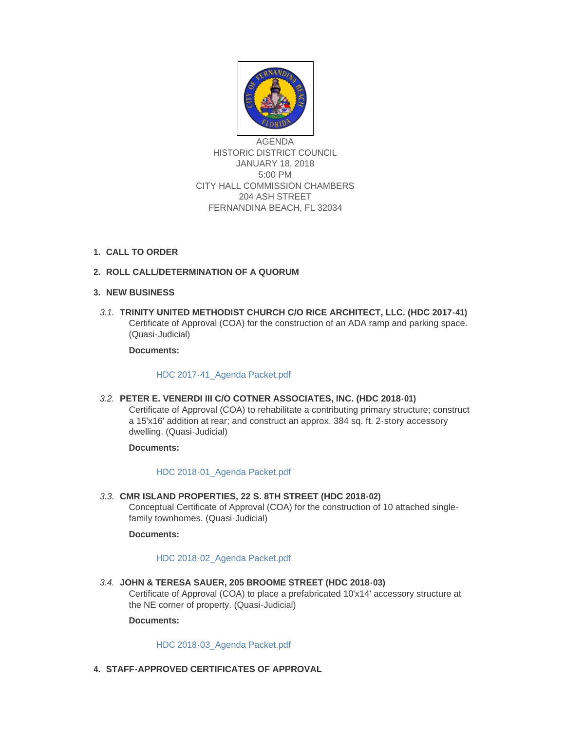AGENDA
HISTORIC DISTRICT COUNCIL
JANUARY 18, 2018
5:00 PM
CITY HALL COMMISSION CHAMBERS
204 ASH STREET
FERNANDINA BEACH, FL 32034

1. **CALL TO ORDER**

2. **ROLL CALL/DETERMINATION OF A QUORUM**

3. **NEW BUSINESS**

   *3.1.* **TRINITY UNITED METHODIST CHURCH C/O RICE ARCHITECT, LLC. (HDC 2017-41)**
   Certificate of Approval (COA) for the construction of an ADA ramp and parking space. (Quasi-Judicial)

   **Documents:**

   HDC 2017-41_Agenda Packet.pdf

   *3.2.* **PETER E. VENERDI III C/O COTNER ASSOCIATES, INC. (HDC 2018-01)**
   Certificate of Approval (COA) to rehabilitate a contributing primary structure; construct a 15'x16' addition at rear; and construct an approx. 384 sq. ft. 2-story accessory dwelling. (Quasi-Judicial)

   **Documents:**

   HDC 2018-01_Agenda Packet.pdf

   *3.3.* **CMR ISLAND PROPERTIES, 22 S. 8TH STREET (HDC 2018-02)**
   Conceptual Certificate of Approval (COA) for the construction of 10 attached single-family townhomes. (Quasi-Judicial)

   **Documents:**

   HDC 2018-02_Agenda Packet.pdf

   *3.4.* **JOHN & TERESA SAUER, 205 BROOME STREET (HDC 2018-03)**
   Certificate of Approval (COA) to place a prefabricated 10'x14' accessory structure at the NE corner of property. (Quasi-Judicial)

   **Documents:**

   HDC 2018-03_Agenda Packet.pdf

4. **STAFF-APPROVED CERTIFICATES OF APPROVAL**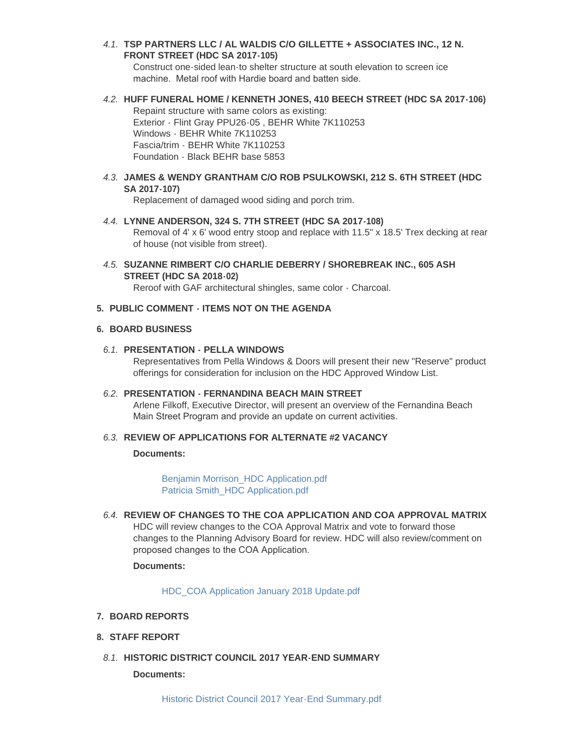4.1. **TSP PARTNERS LLC / AL WALDIS C/O GILLETTE + ASSOCIATES INC., 12 N. FRONT STREET (HDC SA 2017-105)**

Construct one-sided lean-to shelter structure at south elevation to screen ice machine. Metal roof with Hardie board and batten side.

4.2. **HUFF FUNERAL HOME / KENNETH JONES, 410 BEECH STREET (HDC SA 2017-106)**

Repaint structure with same colors as existing:
Exterior - Flint Gray PPU26-05 , BEHR White 7K110253
Windows - BEHR White 7K110253
Fascia/trim - BEHR White 7K110253
Foundation - Black BEHR base 5853

4.3. **JAMES & WENDY GRANTHAM C/O ROB PSULKOWSKI, 212 S. 6TH STREET (HDC SA 2017-107)**

Replacement of damaged wood siding and porch trim.

4.4. **LYNNE ANDERSON, 324 S. 7TH STREET (HDC SA 2017-108)**

Removal of 4' x 6' wood entry stoop and replace with 11.5" x 18.5' Trex decking at rear of house (not visible from street).

4.5. **SUZANNE RIMBERT C/O CHARLIE DEBERRY / SHOREBREAK INC., 605 ASH STREET (HDC SA 2018-02)**

Reroof with GAF architectural shingles, same color - Charcoal.

5. **PUBLIC COMMENT - ITEMS NOT ON THE AGENDA**

6. **BOARD BUSINESS**

6.1. **PRESENTATION - PELLA WINDOWS**

Representatives from Pella Windows & Doors will present their new "Reserve" product offerings for consideration for inclusion on the HDC Approved Window List.

6.2. **PRESENTATION - FERNANDINA BEACH MAIN STREET**

Arlene Filkoff, Executive Director, will present an overview of the Fernandina Beach Main Street Program and provide an update on current activities.

6.3. **REVIEW OF APPLICATIONS FOR ALTERNATE #2 VACANCY**

**Documents:**

Benjamin Morrison_HDC Application.pdf
Patricia Smith_HDC Application.pdf

6.4. **REVIEW OF CHANGES TO THE COA APPLICATION AND COA APPROVAL MATRIX**

HDC will review changes to the COA Approval Matrix and vote to forward those changes to the Planning Advisory Board for review. HDC will also review/comment on proposed changes to the COA Application.

**Documents:**

HDC_COA Application January 2018 Update.pdf

7. **BOARD REPORTS**

8. **STAFF REPORT**

8.1. **HISTORIC DISTRICT COUNCIL 2017 YEAR-END SUMMARY**

**Documents:**

Historic District Council 2017 Year-End Summary.pdf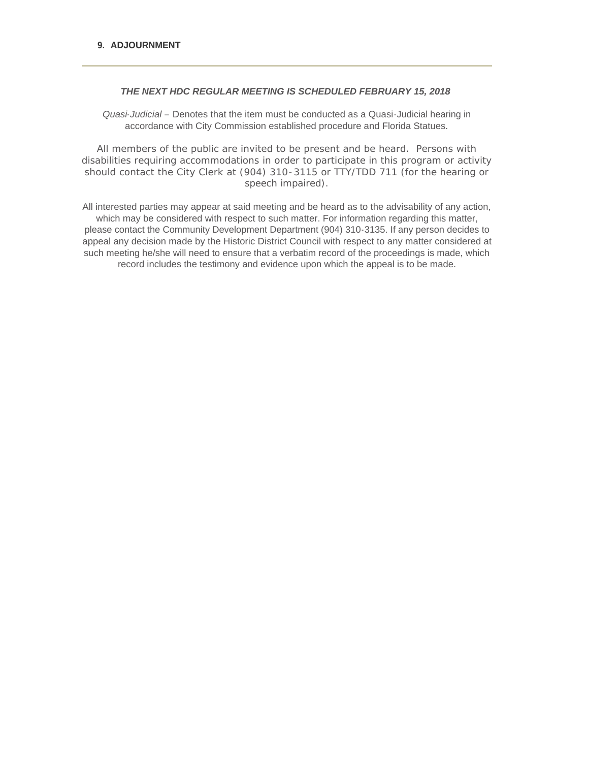**9. ADJOURNMENT**

---

***THE NEXT HDC REGULAR MEETING IS SCHEDULED FEBRUARY 15, 2018***

*Quasi-Judicial* – Denotes that the item must be conducted as a Quasi-Judicial hearing in accordance with City Commission established procedure and Florida Statues.

All members of the public are invited to be present and be heard. Persons with disabilities requiring accommodations in order to participate in this program or activity should contact the City Clerk at (904) 310-3115 or TTY/TDD 711 (for the hearing or speech impaired).

All interested parties may appear at said meeting and be heard as to the advisability of any action, which may be considered with respect to such matter. For information regarding this matter, please contact the Community Development Department (904) 310-3135. If any person decides to appeal any decision made by the Historic District Council with respect to any matter considered at such meeting he/she will need to ensure that a verbatim record of the proceedings is made, which record includes the testimony and evidence upon which the appeal is to be made.